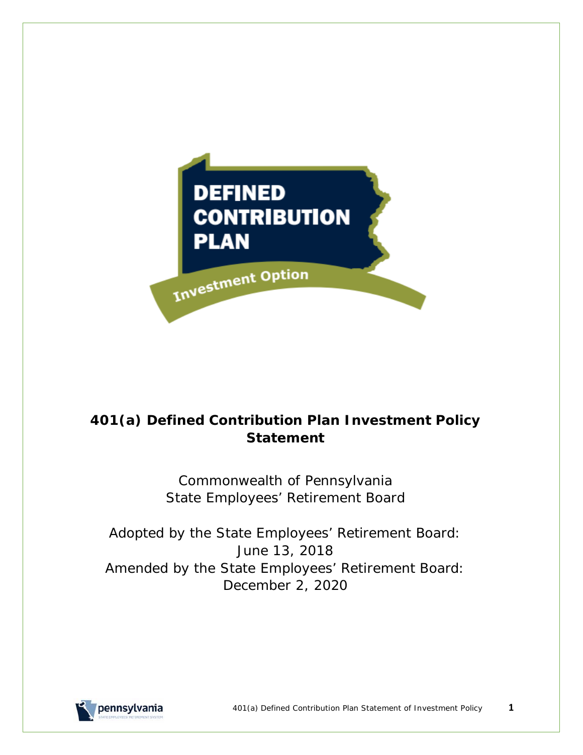DEFINED CONTRIBUTION PLAN

Investment Option

# 401(a) Defined Contribution Plan Investment Policy Statement

Commonwealth of Pennsylvania
State Employees' Retirement Board

Adopted by the State Employees' Retirement Board:
June 13, 2018
Amended by the State Employees' Retirement Board:
December 2, 2020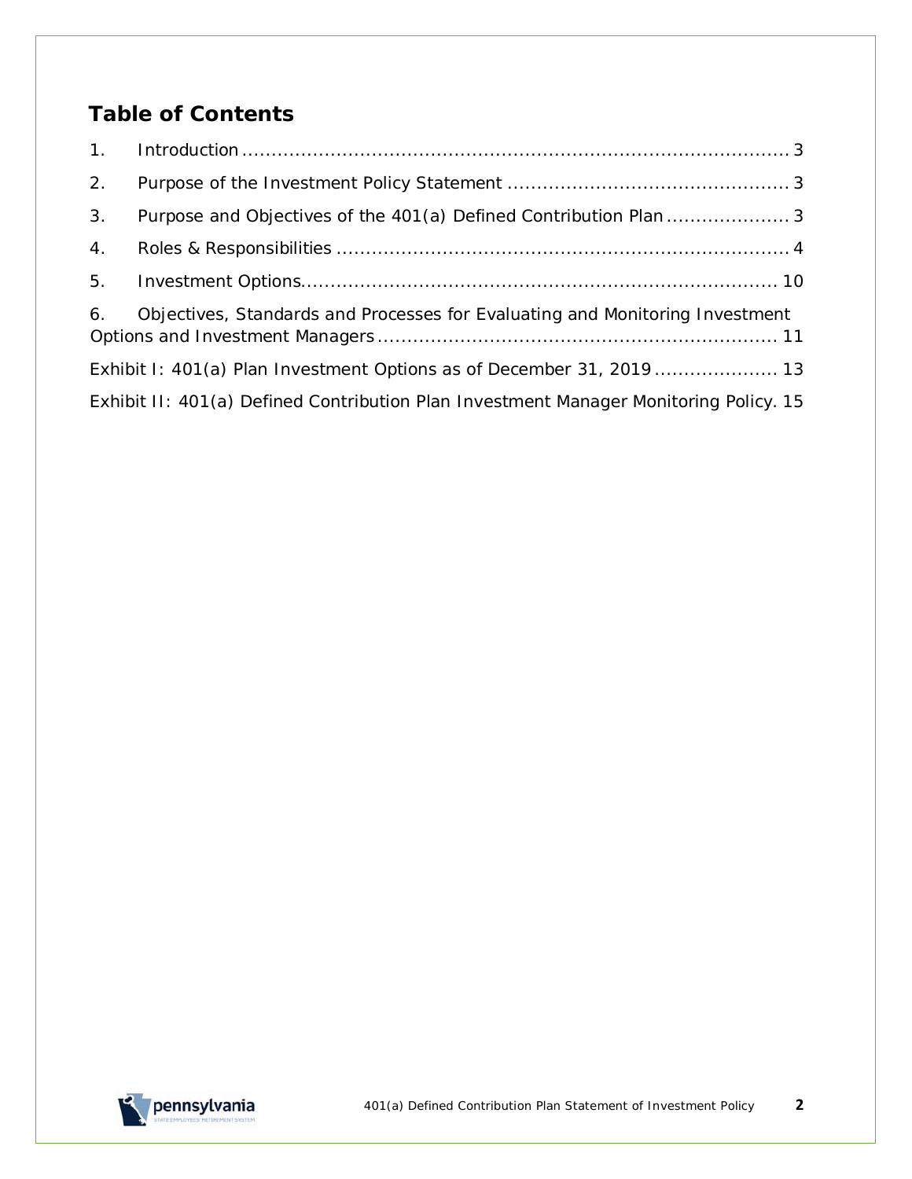## Table of Contents

1. Introduction ........................................................................................ 3
2. Purpose of the Investment Policy Statement ................................................ 3
3. Purpose and Objectives of the 401(a) Defined Contribution Plan ..................... 3
4. Roles & Responsibilities ............................................................................ 4
5. Investment Options................................................................................ 10
6. Objectives, Standards and Processes for Evaluating and Monitoring Investment Options and Investment Managers ................................................................... 11

Exhibit I: 401(a) Plan Investment Options as of December 31, 2019 ..................... 13

Exhibit II: 401(a) Defined Contribution Plan Investment Manager Monitoring Policy. 15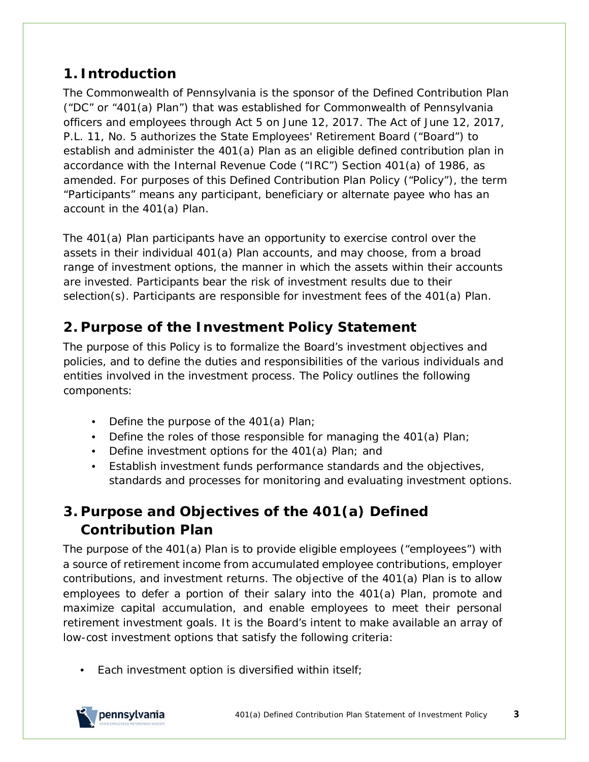## 1. Introduction

The Commonwealth of Pennsylvania is the sponsor of the Defined Contribution Plan ("DC" or "401(a) Plan") that was established for Commonwealth of Pennsylvania officers and employees through Act 5 on June 12, 2017. The Act of June 12, 2017, P.L. 11, No. 5 authorizes the State Employees' Retirement Board ("Board") to establish and administer the 401(a) Plan as an eligible defined contribution plan in accordance with the Internal Revenue Code ("IRC") Section 401(a) of 1986, as amended. For purposes of this Defined Contribution Plan Policy ("Policy"), the term "Participants" means any participant, beneficiary or alternate payee who has an account in the 401(a) Plan.

The 401(a) Plan participants have an opportunity to exercise control over the assets in their individual 401(a) Plan accounts, and may choose, from a broad range of investment options, the manner in which the assets within their accounts are invested. Participants bear the risk of investment results due to their selection(s). Participants are responsible for investment fees of the 401(a) Plan.

## 2. Purpose of the Investment Policy Statement

The purpose of this Policy is to formalize the Board's investment objectives and policies, and to define the duties and responsibilities of the various individuals and entities involved in the investment process. The Policy outlines the following components:

- Define the purpose of the 401(a) Plan;
- Define the roles of those responsible for managing the 401(a) Plan;
- Define investment options for the 401(a) Plan; and
- Establish investment funds performance standards and the objectives, standards and processes for monitoring and evaluating investment options.

## 3. Purpose and Objectives of the 401(a) Defined Contribution Plan

The purpose of the 401(a) Plan is to provide eligible employees ("employees") with a source of retirement income from accumulated employee contributions, employer contributions, and investment returns. The objective of the 401(a) Plan is to allow employees to defer a portion of their salary into the 401(a) Plan, promote and maximize capital accumulation, and enable employees to meet their personal retirement investment goals. It is the Board's intent to make available an array of low-cost investment options that satisfy the following criteria:

- Each investment option is diversified within itself;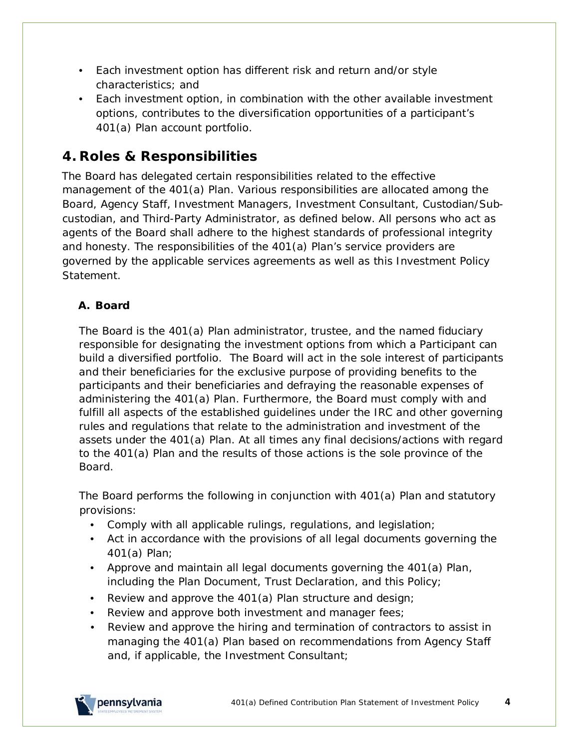- Each investment option has different risk and return and/or style characteristics; and
- Each investment option, in combination with the other available investment options, contributes to the diversification opportunities of a participant's 401(a) Plan account portfolio.

## 4. Roles & Responsibilities

The Board has delegated certain responsibilities related to the effective management of the 401(a) Plan. Various responsibilities are allocated among the Board, Agency Staff, Investment Managers, Investment Consultant, Custodian/Sub-custodian, and Third-Party Administrator, as defined below. All persons who act as agents of the Board shall adhere to the highest standards of professional integrity and honesty. The responsibilities of the 401(a) Plan's service providers are governed by the applicable services agreements as well as this Investment Policy Statement.

### A. Board

The Board is the 401(a) Plan administrator, trustee, and the named fiduciary responsible for designating the investment options from which a Participant can build a diversified portfolio. The Board will act in the sole interest of participants and their beneficiaries for the exclusive purpose of providing benefits to the participants and their beneficiaries and defraying the reasonable expenses of administering the 401(a) Plan. Furthermore, the Board must comply with and fulfill all aspects of the established guidelines under the IRC and other governing rules and regulations that relate to the administration and investment of the assets under the 401(a) Plan. At all times any final decisions/actions with regard to the 401(a) Plan and the results of those actions is the sole province of the Board.

The Board performs the following in conjunction with 401(a) Plan and statutory provisions:

- Comply with all applicable rulings, regulations, and legislation;
- Act in accordance with the provisions of all legal documents governing the 401(a) Plan;
- Approve and maintain all legal documents governing the 401(a) Plan, including the Plan Document, Trust Declaration, and this Policy;
- Review and approve the 401(a) Plan structure and design;
- Review and approve both investment and manager fees;
- Review and approve the hiring and termination of contractors to assist in managing the 401(a) Plan based on recommendations from Agency Staff and, if applicable, the Investment Consultant;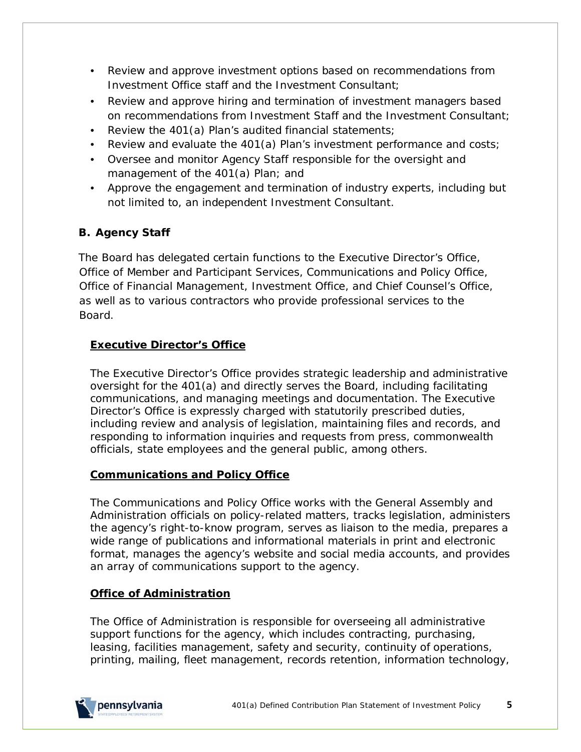- Review and approve investment options based on recommendations from Investment Office staff and the Investment Consultant;
- Review and approve hiring and termination of investment managers based on recommendations from Investment Staff and the Investment Consultant;
- Review the 401(a) Plan's audited financial statements;
- Review and evaluate the 401(a) Plan's investment performance and costs;
- Oversee and monitor Agency Staff responsible for the oversight and management of the 401(a) Plan; and
- Approve the engagement and termination of industry experts, including but not limited to, an independent Investment Consultant.

### B. Agency Staff

The Board has delegated certain functions to the Executive Director's Office, Office of Member and Participant Services, Communications and Policy Office, Office of Financial Management, Investment Office, and Chief Counsel's Office, as well as to various contractors who provide professional services to the Board.

#### Executive Director's Office

The Executive Director's Office provides strategic leadership and administrative oversight for the 401(a) and directly serves the Board, including facilitating communications, and managing meetings and documentation. The Executive Director's Office is expressly charged with statutorily prescribed duties, including review and analysis of legislation, maintaining files and records, and responding to information inquiries and requests from press, commonwealth officials, state employees and the general public, among others.

#### Communications and Policy Office

The Communications and Policy Office works with the General Assembly and Administration officials on policy-related matters, tracks legislation, administers the agency's right-to-know program, serves as liaison to the media, prepares a wide range of publications and informational materials in print and electronic format, manages the agency's website and social media accounts, and provides an array of communications support to the agency.

#### Office of Administration

The Office of Administration is responsible for overseeing all administrative support functions for the agency, which includes contracting, purchasing, leasing, facilities management, safety and security, continuity of operations, printing, mailing, fleet management, records retention, information technology,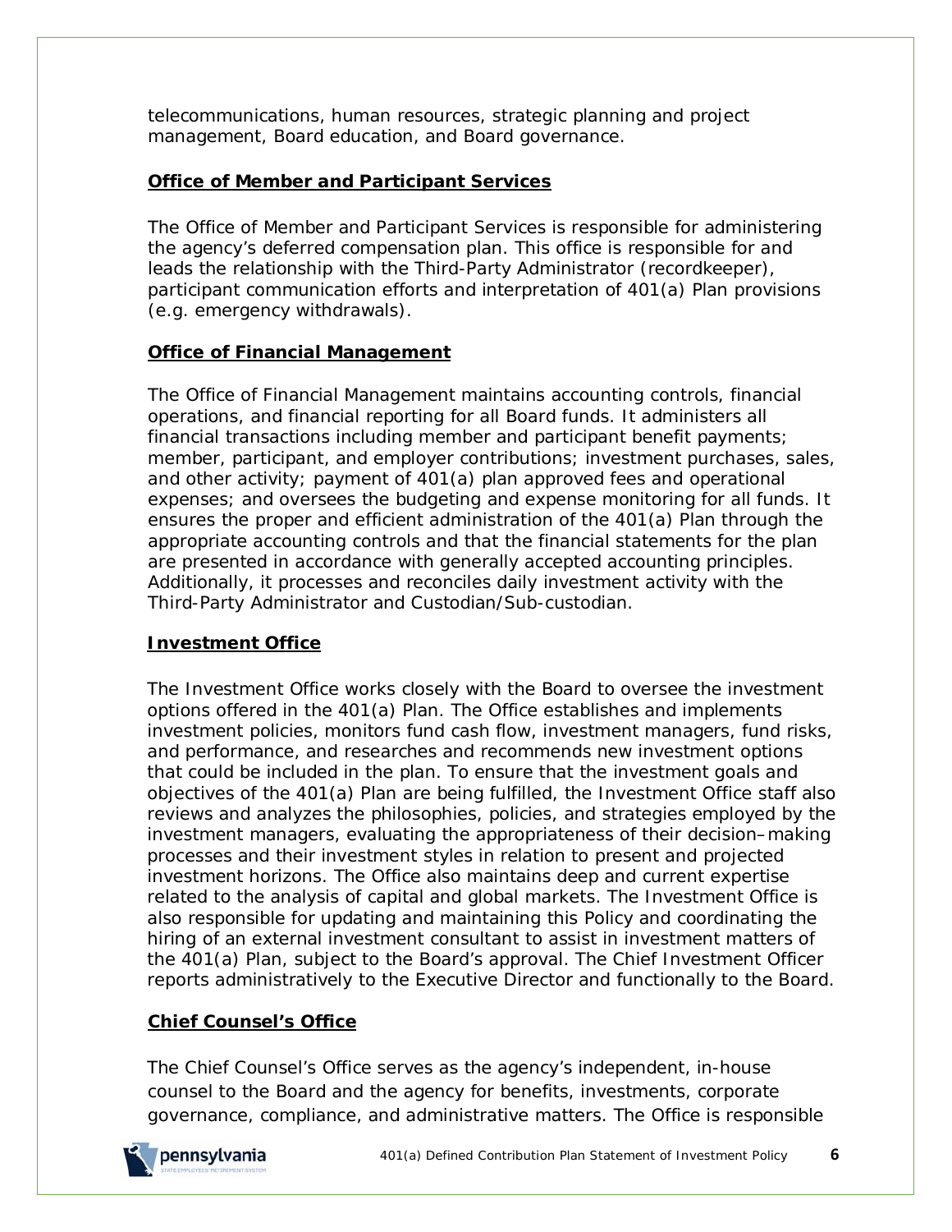telecommunications, human resources, strategic planning and project management, Board education, and Board governance.

**Office of Member and Participant Services**

The Office of Member and Participant Services is responsible for administering the agency's deferred compensation plan. This office is responsible for and leads the relationship with the Third-Party Administrator (recordkeeper), participant communication efforts and interpretation of 401(a) Plan provisions (e.g. emergency withdrawals).

**Office of Financial Management**

The Office of Financial Management maintains accounting controls, financial operations, and financial reporting for all Board funds. It administers all financial transactions including member and participant benefit payments; member, participant, and employer contributions; investment purchases, sales, and other activity; payment of 401(a) plan approved fees and operational expenses; and oversees the budgeting and expense monitoring for all funds. It ensures the proper and efficient administration of the 401(a) Plan through the appropriate accounting controls and that the financial statements for the plan are presented in accordance with generally accepted accounting principles. Additionally, it processes and reconciles daily investment activity with the Third-Party Administrator and Custodian/Sub-custodian.

**Investment Office**

The Investment Office works closely with the Board to oversee the investment options offered in the 401(a) Plan. The Office establishes and implements investment policies, monitors fund cash flow, investment managers, fund risks, and performance, and researches and recommends new investment options that could be included in the plan. To ensure that the investment goals and objectives of the 401(a) Plan are being fulfilled, the Investment Office staff also reviews and analyzes the philosophies, policies, and strategies employed by the investment managers, evaluating the appropriateness of their decision–making processes and their investment styles in relation to present and projected investment horizons. The Office also maintains deep and current expertise related to the analysis of capital and global markets. The Investment Office is also responsible for updating and maintaining this Policy and coordinating the hiring of an external investment consultant to assist in investment matters of the 401(a) Plan, subject to the Board's approval. The Chief Investment Officer reports administratively to the Executive Director and functionally to the Board.

**Chief Counsel's Office**

The Chief Counsel's Office serves as the agency's independent, in-house counsel to the Board and the agency for benefits, investments, corporate governance, compliance, and administrative matters. The Office is responsible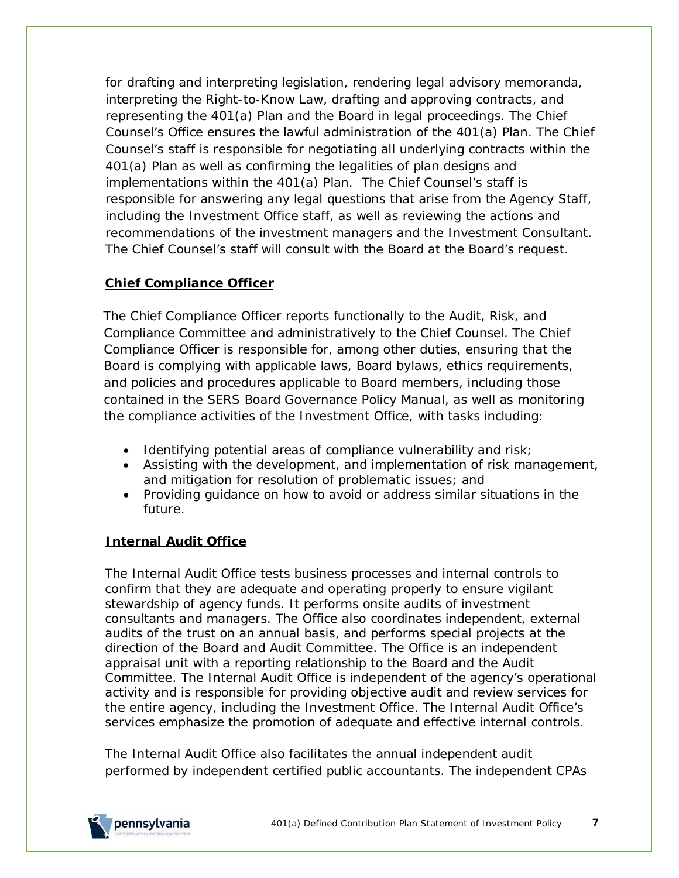for drafting and interpreting legislation, rendering legal advisory memoranda, interpreting the Right-to-Know Law, drafting and approving contracts, and representing the 401(a) Plan and the Board in legal proceedings. The Chief Counsel's Office ensures the lawful administration of the 401(a) Plan. The Chief Counsel's staff is responsible for negotiating all underlying contracts within the 401(a) Plan as well as confirming the legalities of plan designs and implementations within the 401(a) Plan. The Chief Counsel's staff is responsible for answering any legal questions that arise from the Agency Staff, including the Investment Office staff, as well as reviewing the actions and recommendations of the investment managers and the Investment Consultant. The Chief Counsel's staff will consult with the Board at the Board's request.

## Chief Compliance Officer

The Chief Compliance Officer reports functionally to the Audit, Risk, and Compliance Committee and administratively to the Chief Counsel. The Chief Compliance Officer is responsible for, among other duties, ensuring that the Board is complying with applicable laws, Board bylaws, ethics requirements, and policies and procedures applicable to Board members, including those contained in the SERS Board Governance Policy Manual, as well as monitoring the compliance activities of the Investment Office, with tasks including:

- Identifying potential areas of compliance vulnerability and risk;
- Assisting with the development, and implementation of risk management, and mitigation for resolution of problematic issues; and
- Providing guidance on how to avoid or address similar situations in the future.

## Internal Audit Office

The Internal Audit Office tests business processes and internal controls to confirm that they are adequate and operating properly to ensure vigilant stewardship of agency funds. It performs onsite audits of investment consultants and managers. The Office also coordinates independent, external audits of the trust on an annual basis, and performs special projects at the direction of the Board and Audit Committee. The Office is an independent appraisal unit with a reporting relationship to the Board and the Audit Committee. The Internal Audit Office is independent of the agency's operational activity and is responsible for providing objective audit and review services for the entire agency, including the Investment Office. The Internal Audit Office's services emphasize the promotion of adequate and effective internal controls.

The Internal Audit Office also facilitates the annual independent audit performed by independent certified public accountants. The independent CPAs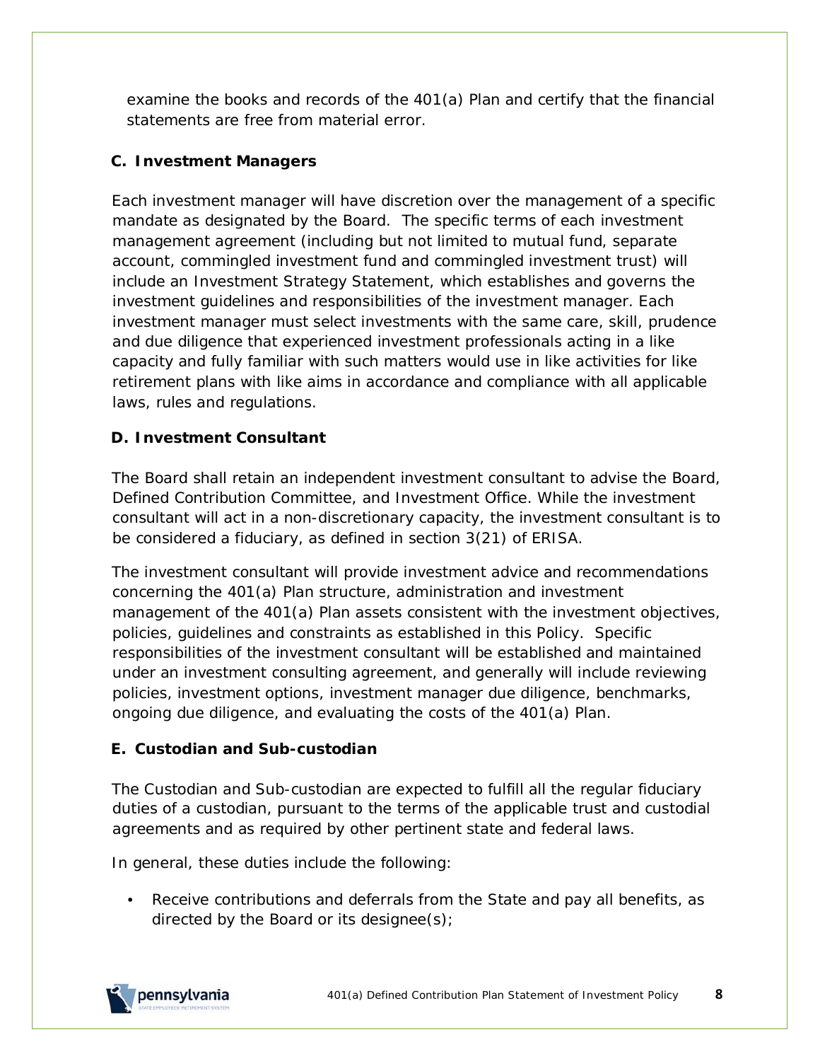examine the books and records of the 401(a) Plan and certify that the financial statements are free from material error.

### C. Investment Managers

Each investment manager will have discretion over the management of a specific mandate as designated by the Board. The specific terms of each investment management agreement (including but not limited to mutual fund, separate account, commingled investment fund and commingled investment trust) will include an Investment Strategy Statement, which establishes and governs the investment guidelines and responsibilities of the investment manager. Each investment manager must select investments with the same care, skill, prudence and due diligence that experienced investment professionals acting in a like capacity and fully familiar with such matters would use in like activities for like retirement plans with like aims in accordance and compliance with all applicable laws, rules and regulations.

### D. Investment Consultant

The Board shall retain an independent investment consultant to advise the Board, Defined Contribution Committee, and Investment Office. While the investment consultant will act in a non-discretionary capacity, the investment consultant is to be considered a fiduciary, as defined in section 3(21) of ERISA.

The investment consultant will provide investment advice and recommendations concerning the 401(a) Plan structure, administration and investment management of the 401(a) Plan assets consistent with the investment objectives, policies, guidelines and constraints as established in this Policy. Specific responsibilities of the investment consultant will be established and maintained under an investment consulting agreement, and generally will include reviewing policies, investment options, investment manager due diligence, benchmarks, ongoing due diligence, and evaluating the costs of the 401(a) Plan.

### E. Custodian and Sub-custodian

The Custodian and Sub-custodian are expected to fulfill all the regular fiduciary duties of a custodian, pursuant to the terms of the applicable trust and custodial agreements and as required by other pertinent state and federal laws.

In general, these duties include the following:

- Receive contributions and deferrals from the State and pay all benefits, as directed by the Board or its designee(s);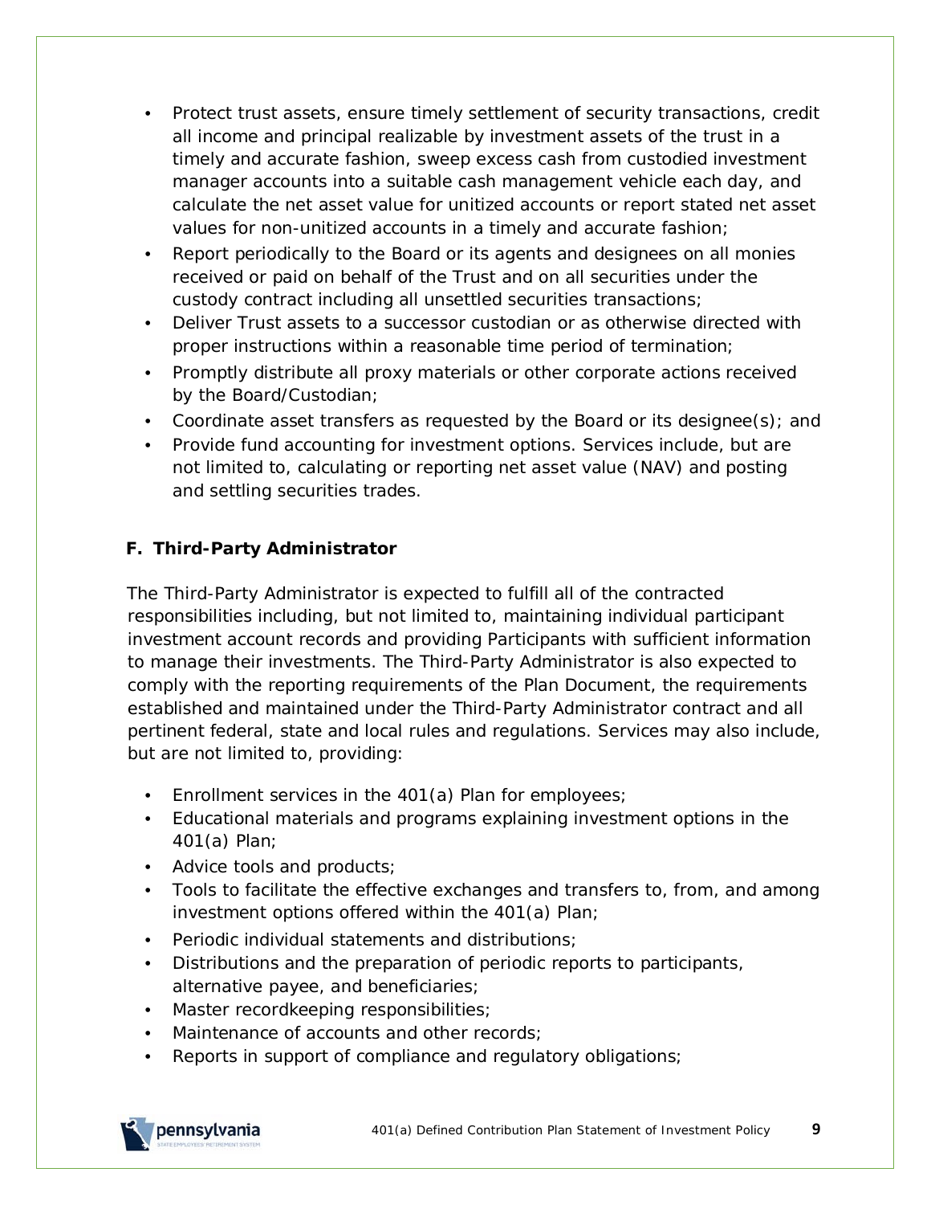- Protect trust assets, ensure timely settlement of security transactions, credit all income and principal realizable by investment assets of the trust in a timely and accurate fashion, sweep excess cash from custodied investment manager accounts into a suitable cash management vehicle each day, and calculate the net asset value for unitized accounts or report stated net asset values for non-unitized accounts in a timely and accurate fashion;
- Report periodically to the Board or its agents and designees on all monies received or paid on behalf of the Trust and on all securities under the custody contract including all unsettled securities transactions;
- Deliver Trust assets to a successor custodian or as otherwise directed with proper instructions within a reasonable time period of termination;
- Promptly distribute all proxy materials or other corporate actions received by the Board/Custodian;
- Coordinate asset transfers as requested by the Board or its designee(s); and
- Provide fund accounting for investment options. Services include, but are not limited to, calculating or reporting net asset value (NAV) and posting and settling securities trades.

### F. Third-Party Administrator

The Third-Party Administrator is expected to fulfill all of the contracted responsibilities including, but not limited to, maintaining individual participant investment account records and providing Participants with sufficient information to manage their investments. The Third-Party Administrator is also expected to comply with the reporting requirements of the Plan Document, the requirements established and maintained under the Third-Party Administrator contract and all pertinent federal, state and local rules and regulations. Services may also include, but are not limited to, providing:

- Enrollment services in the 401(a) Plan for employees;
- Educational materials and programs explaining investment options in the 401(a) Plan;
- Advice tools and products;
- Tools to facilitate the effective exchanges and transfers to, from, and among investment options offered within the 401(a) Plan;
- Periodic individual statements and distributions;
- Distributions and the preparation of periodic reports to participants, alternative payee, and beneficiaries;
- Master recordkeeping responsibilities;
- Maintenance of accounts and other records;
- Reports in support of compliance and regulatory obligations;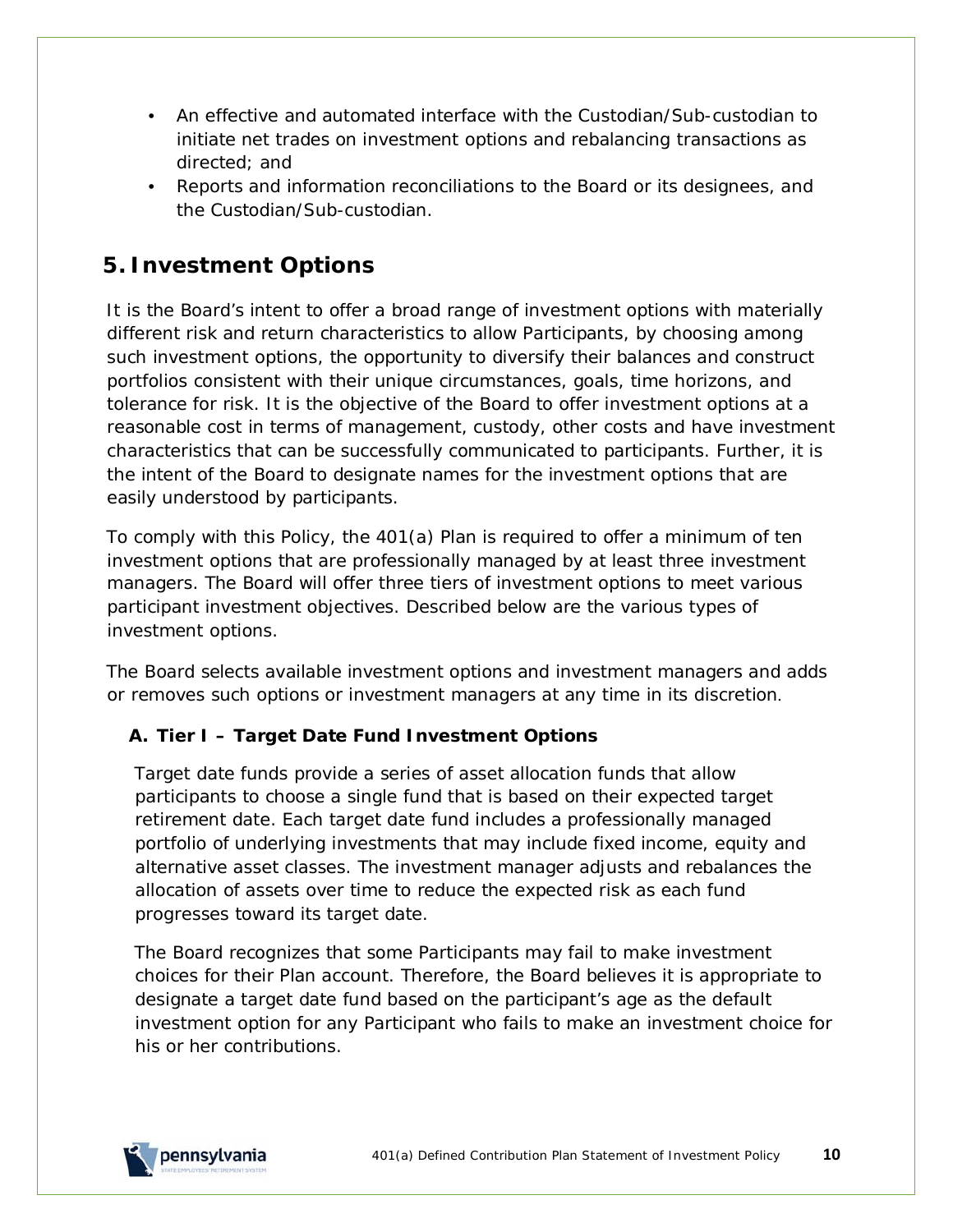- An effective and automated interface with the Custodian/Sub-custodian to initiate net trades on investment options and rebalancing transactions as directed; and
- Reports and information reconciliations to the Board or its designees, and the Custodian/Sub-custodian.

## 5. Investment Options

It is the Board's intent to offer a broad range of investment options with materially different risk and return characteristics to allow Participants, by choosing among such investment options, the opportunity to diversify their balances and construct portfolios consistent with their unique circumstances, goals, time horizons, and tolerance for risk. It is the objective of the Board to offer investment options at a reasonable cost in terms of management, custody, other costs and have investment characteristics that can be successfully communicated to participants. Further, it is the intent of the Board to designate names for the investment options that are easily understood by participants.

To comply with this Policy, the 401(a) Plan is required to offer a minimum of ten investment options that are professionally managed by at least three investment managers. The Board will offer three tiers of investment options to meet various participant investment objectives. Described below are the various types of investment options.

The Board selects available investment options and investment managers and adds or removes such options or investment managers at any time in its discretion.

### A. Tier I – Target Date Fund Investment Options

Target date funds provide a series of asset allocation funds that allow participants to choose a single fund that is based on their expected target retirement date. Each target date fund includes a professionally managed portfolio of underlying investments that may include fixed income, equity and alternative asset classes. The investment manager adjusts and rebalances the allocation of assets over time to reduce the expected risk as each fund progresses toward its target date.

The Board recognizes that some Participants may fail to make investment choices for their Plan account. Therefore, the Board believes it is appropriate to designate a target date fund based on the participant's age as the default investment option for any Participant who fails to make an investment choice for his or her contributions.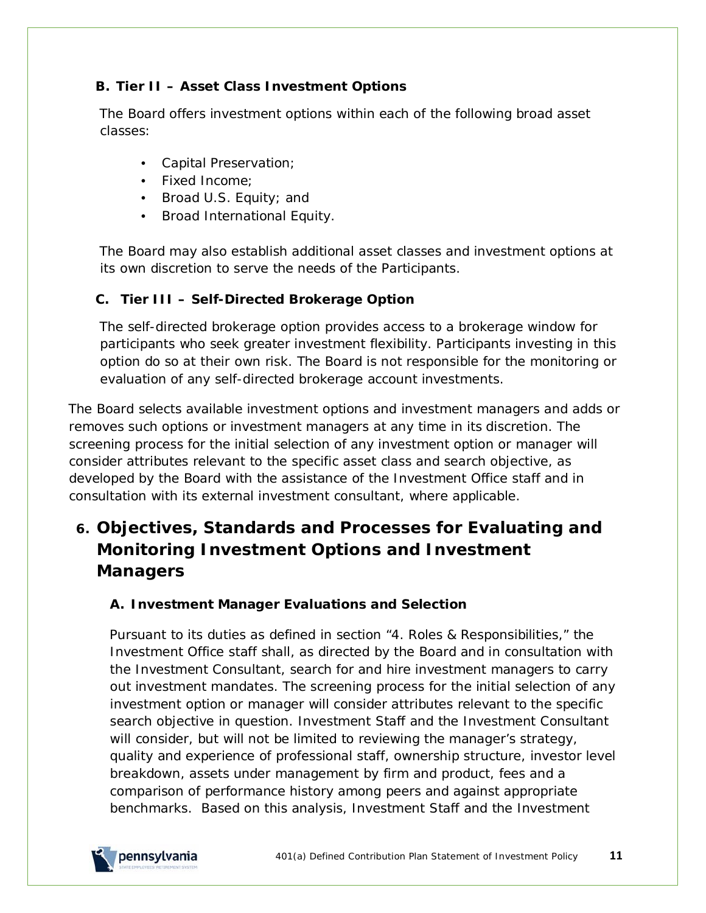### B. Tier II – Asset Class Investment Options

The Board offers investment options within each of the following broad asset classes:

- Capital Preservation;
- Fixed Income;
- Broad U.S. Equity; and
- Broad International Equity.

The Board may also establish additional asset classes and investment options at its own discretion to serve the needs of the Participants.

### C. Tier III – Self-Directed Brokerage Option

The self-directed brokerage option provides access to a brokerage window for participants who seek greater investment flexibility. Participants investing in this option do so at their own risk. The Board is not responsible for the monitoring or evaluation of any self-directed brokerage account investments.

The Board selects available investment options and investment managers and adds or removes such options or investment managers at any time in its discretion. The screening process for the initial selection of any investment option or manager will consider attributes relevant to the specific asset class and search objective, as developed by the Board with the assistance of the Investment Office staff and in consultation with its external investment consultant, where applicable.

## 6. Objectives, Standards and Processes for Evaluating and Monitoring Investment Options and Investment Managers

### A. Investment Manager Evaluations and Selection

Pursuant to its duties as defined in section "4. Roles & Responsibilities," the Investment Office staff shall, as directed by the Board and in consultation with the Investment Consultant, search for and hire investment managers to carry out investment mandates. The screening process for the initial selection of any investment option or manager will consider attributes relevant to the specific search objective in question. Investment Staff and the Investment Consultant will consider, but will not be limited to reviewing the manager's strategy, quality and experience of professional staff, ownership structure, investor level breakdown, assets under management by firm and product, fees and a comparison of performance history among peers and against appropriate benchmarks. Based on this analysis, Investment Staff and the Investment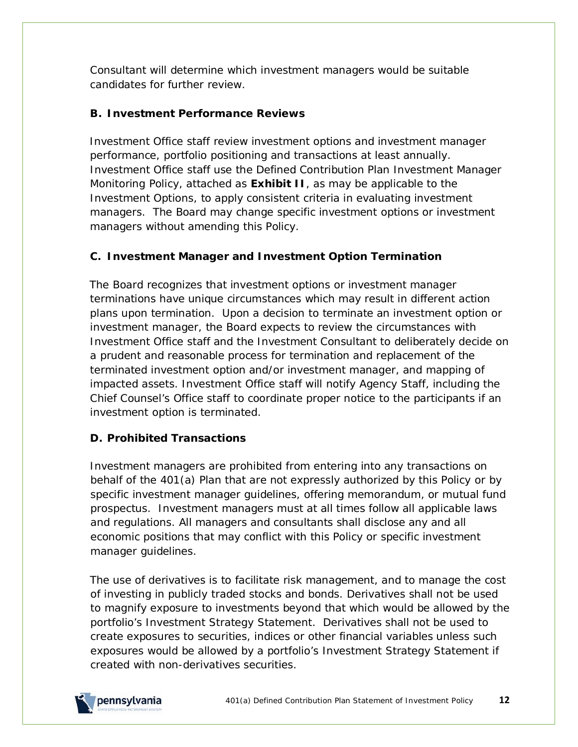Consultant will determine which investment managers would be suitable candidates for further review.

### B. Investment Performance Reviews

Investment Office staff review investment options and investment manager performance, portfolio positioning and transactions at least annually. Investment Office staff use the Defined Contribution Plan Investment Manager Monitoring Policy, attached as **Exhibit II**, as may be applicable to the Investment Options, to apply consistent criteria in evaluating investment managers. The Board may change specific investment options or investment managers without amending this Policy.

### C. Investment Manager and Investment Option Termination

The Board recognizes that investment options or investment manager terminations have unique circumstances which may result in different action plans upon termination. Upon a decision to terminate an investment option or investment manager, the Board expects to review the circumstances with Investment Office staff and the Investment Consultant to deliberately decide on a prudent and reasonable process for termination and replacement of the terminated investment option and/or investment manager, and mapping of impacted assets. Investment Office staff will notify Agency Staff, including the Chief Counsel's Office staff to coordinate proper notice to the participants if an investment option is terminated.

### D. Prohibited Transactions

Investment managers are prohibited from entering into any transactions on behalf of the 401(a) Plan that are not expressly authorized by this Policy or by specific investment manager guidelines, offering memorandum, or mutual fund prospectus. Investment managers must at all times follow all applicable laws and regulations. All managers and consultants shall disclose any and all economic positions that may conflict with this Policy or specific investment manager guidelines.

The use of derivatives is to facilitate risk management, and to manage the cost of investing in publicly traded stocks and bonds. Derivatives shall not be used to magnify exposure to investments beyond that which would be allowed by the portfolio's Investment Strategy Statement. Derivatives shall not be used to create exposures to securities, indices or other financial variables unless such exposures would be allowed by a portfolio's Investment Strategy Statement if created with non-derivatives securities.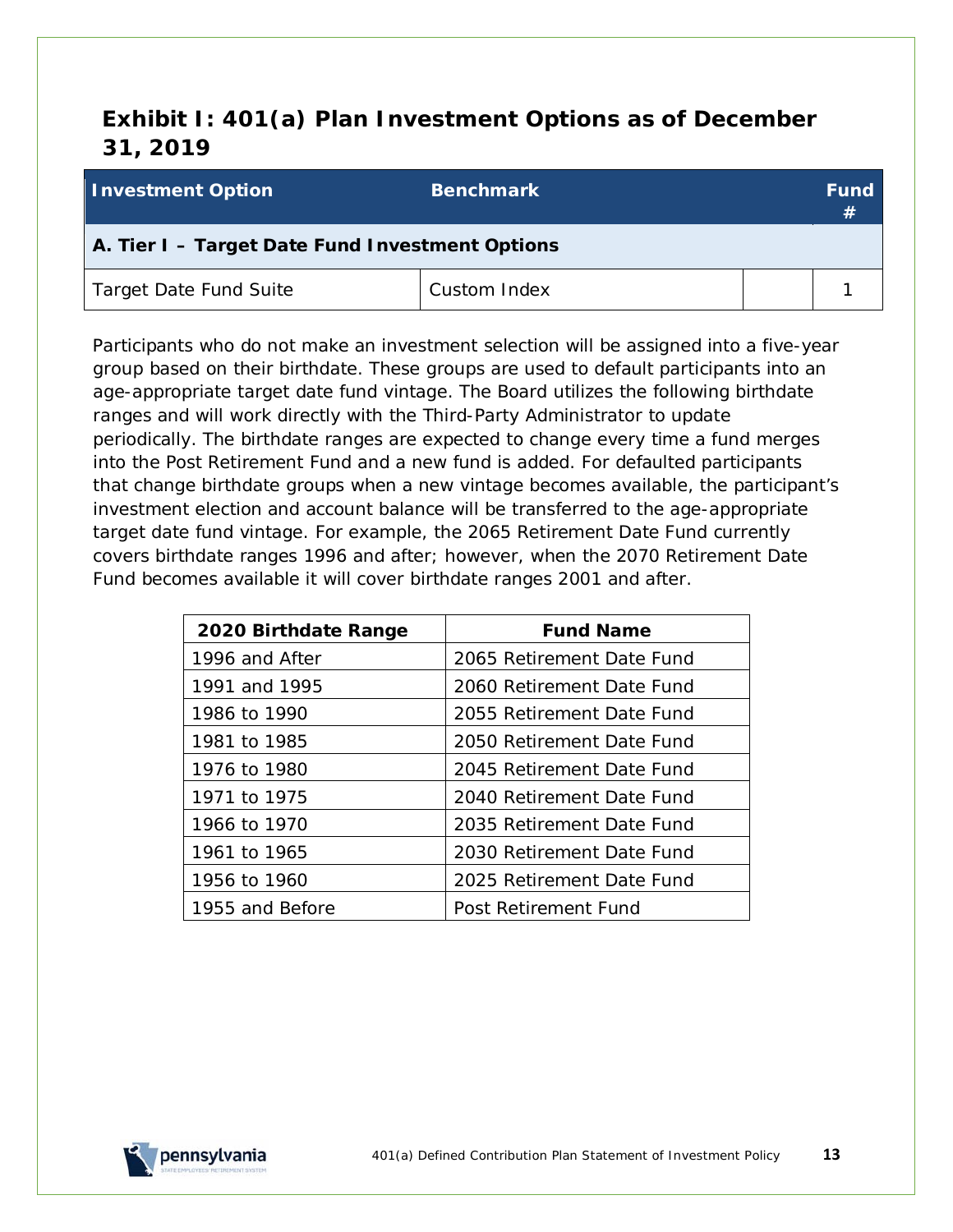## Exhibit I: 401(a) Plan Investment Options as of December 31, 2019

| Investment Option | Benchmark | | Fund # |
|---|---|---|---|
| **A. Tier I – Target Date Fund Investment Options** | | | |
| Target Date Fund Suite | Custom Index | | 1 |

Participants who do not make an investment selection will be assigned into a five-year group based on their birthdate. These groups are used to default participants into an age-appropriate target date fund vintage. The Board utilizes the following birthdate ranges and will work directly with the Third-Party Administrator to update periodically. The birthdate ranges are expected to change every time a fund merges into the Post Retirement Fund and a new fund is added. For defaulted participants that change birthdate groups when a new vintage becomes available, the participant's investment election and account balance will be transferred to the age-appropriate target date fund vintage. For example, the 2065 Retirement Date Fund currently covers birthdate ranges 1996 and after; however, when the 2070 Retirement Date Fund becomes available it will cover birthdate ranges 2001 and after.

| 2020 Birthdate Range | Fund Name |
|---|---|
| 1996 and After | 2065 Retirement Date Fund |
| 1991 and 1995 | 2060 Retirement Date Fund |
| 1986 to 1990 | 2055 Retirement Date Fund |
| 1981 to 1985 | 2050 Retirement Date Fund |
| 1976 to 1980 | 2045 Retirement Date Fund |
| 1971 to 1975 | 2040 Retirement Date Fund |
| 1966 to 1970 | 2035 Retirement Date Fund |
| 1961 to 1965 | 2030 Retirement Date Fund |
| 1956 to 1960 | 2025 Retirement Date Fund |
| 1955 and Before | Post Retirement Fund |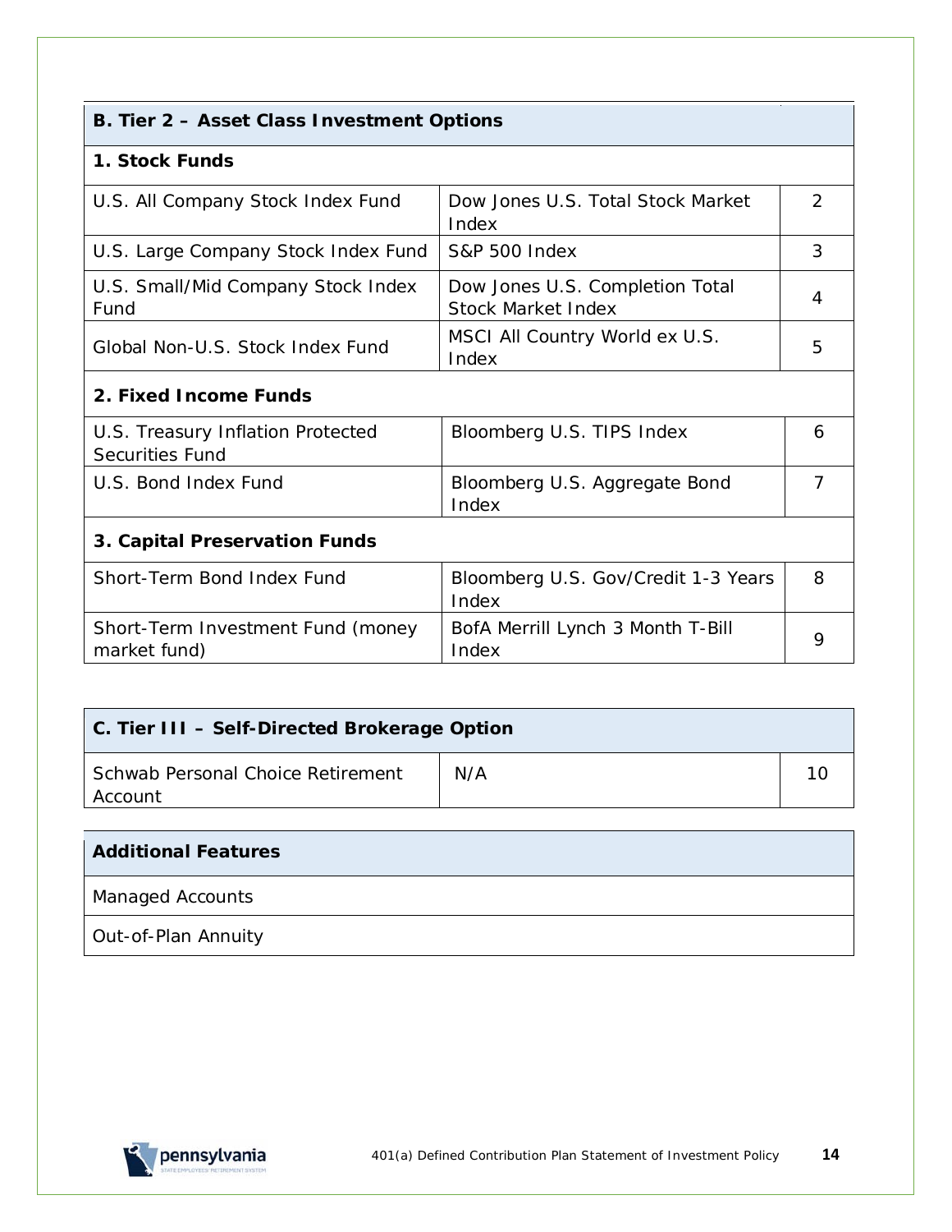| B. Tier 2 – Asset Class Investment Options | | |
|---|---|---|
| **1. Stock Funds** | | |
| U.S. All Company Stock Index Fund | Dow Jones U.S. Total Stock Market Index | 2 |
| U.S. Large Company Stock Index Fund | S&P 500 Index | 3 |
| U.S. Small/Mid Company Stock Index Fund | Dow Jones U.S. Completion Total Stock Market Index | 4 |
| Global Non-U.S. Stock Index Fund | MSCI All Country World ex U.S. Index | 5 |
| **2. Fixed Income Funds** | | |
| U.S. Treasury Inflation Protected Securities Fund | Bloomberg U.S. TIPS Index | 6 |
| U.S. Bond Index Fund | Bloomberg U.S. Aggregate Bond Index | 7 |
| **3. Capital Preservation Funds** | | |
| Short-Term Bond Index Fund | Bloomberg U.S. Gov/Credit 1-3 Years Index | 8 |
| Short-Term Investment Fund (money market fund) | BofA Merrill Lynch 3 Month T-Bill Index | 9 |

| C. Tier III – Self-Directed Brokerage Option | | |
|---|---|---|
| Schwab Personal Choice Retirement Account | N/A | 10 |

| Additional Features |
|---|
| Managed Accounts |
| Out-of-Plan Annuity |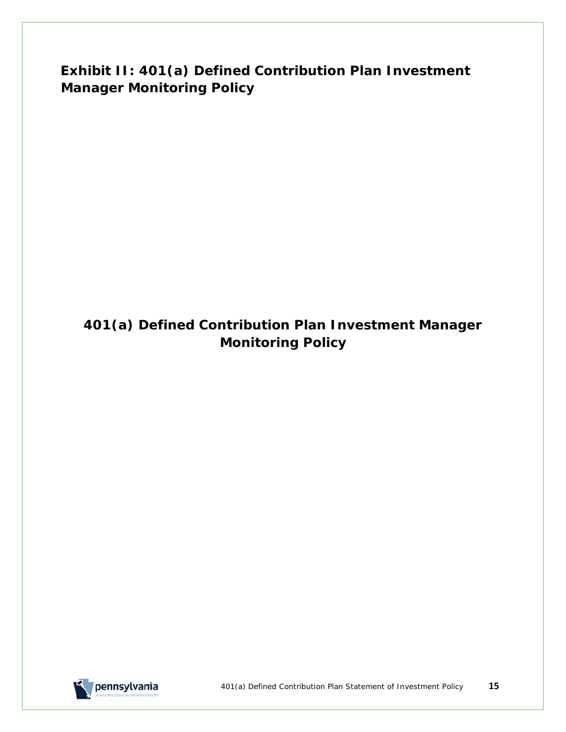# Exhibit II: 401(a) Defined Contribution Plan Investment Manager Monitoring Policy

## 401(a) Defined Contribution Plan Investment Manager Monitoring Policy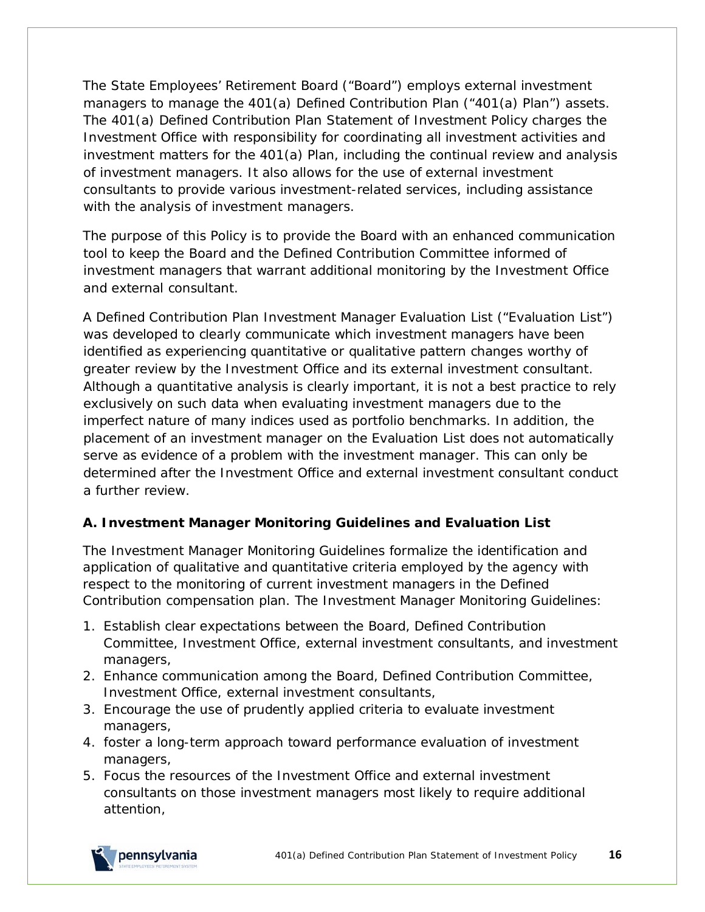The State Employees' Retirement Board ("Board") employs external investment managers to manage the 401(a) Defined Contribution Plan ("401(a) Plan") assets. The 401(a) Defined Contribution Plan Statement of Investment Policy charges the Investment Office with responsibility for coordinating all investment activities and investment matters for the 401(a) Plan, including the continual review and analysis of investment managers. It also allows for the use of external investment consultants to provide various investment-related services, including assistance with the analysis of investment managers.

The purpose of this Policy is to provide the Board with an enhanced communication tool to keep the Board and the Defined Contribution Committee informed of investment managers that warrant additional monitoring by the Investment Office and external consultant.

A Defined Contribution Plan Investment Manager Evaluation List ("Evaluation List") was developed to clearly communicate which investment managers have been identified as experiencing quantitative or qualitative pattern changes worthy of greater review by the Investment Office and its external investment consultant. Although a quantitative analysis is clearly important, it is not a best practice to rely exclusively on such data when evaluating investment managers due to the imperfect nature of many indices used as portfolio benchmarks. In addition, the placement of an investment manager on the Evaluation List does not automatically serve as evidence of a problem with the investment manager. This can only be determined after the Investment Office and external investment consultant conduct a further review.

### A. Investment Manager Monitoring Guidelines and Evaluation List

The Investment Manager Monitoring Guidelines formalize the identification and application of qualitative and quantitative criteria employed by the agency with respect to the monitoring of current investment managers in the Defined Contribution compensation plan. The Investment Manager Monitoring Guidelines:

1. Establish clear expectations between the Board, Defined Contribution Committee, Investment Office, external investment consultants, and investment managers,
2. Enhance communication among the Board, Defined Contribution Committee, Investment Office, external investment consultants,
3. Encourage the use of prudently applied criteria to evaluate investment managers,
4. foster a long-term approach toward performance evaluation of investment managers,
5. Focus the resources of the Investment Office and external investment consultants on those investment managers most likely to require additional attention,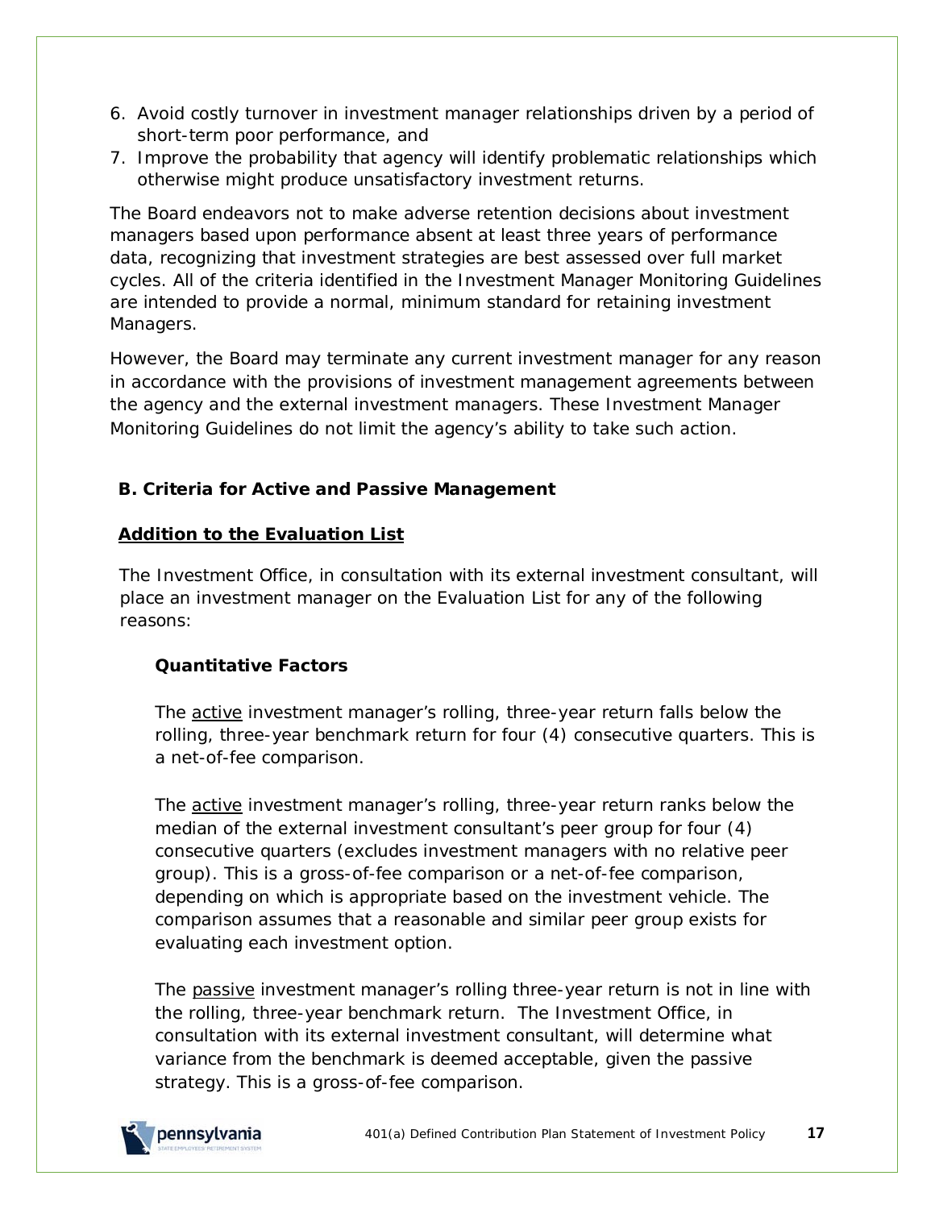6. Avoid costly turnover in investment manager relationships driven by a period of short-term poor performance, and
7. Improve the probability that agency will identify problematic relationships which otherwise might produce unsatisfactory investment returns.

The Board endeavors not to make adverse retention decisions about investment managers based upon performance absent at least three years of performance data, recognizing that investment strategies are best assessed over full market cycles. All of the criteria identified in the Investment Manager Monitoring Guidelines are intended to provide a normal, minimum standard for retaining investment Managers.

However, the Board may terminate any current investment manager for any reason in accordance with the provisions of investment management agreements between the agency and the external investment managers. These Investment Manager Monitoring Guidelines do not limit the agency's ability to take such action.

### B. Criteria for Active and Passive Management

**<u>Addition to the Evaluation List</u>**

The Investment Office, in consultation with its external investment consultant, will place an investment manager on the Evaluation List for any of the following reasons:

**Quantitative Factors**

The <u>active</u> investment manager's rolling, three-year return falls below the rolling, three-year benchmark return for four (4) consecutive quarters. This is a net-of-fee comparison.

The <u>active</u> investment manager's rolling, three-year return ranks below the median of the external investment consultant's peer group for four (4) consecutive quarters (excludes investment managers with no relative peer group). This is a gross-of-fee comparison or a net-of-fee comparison, depending on which is appropriate based on the investment vehicle. The comparison assumes that a reasonable and similar peer group exists for evaluating each investment option.

The <u>passive</u> investment manager's rolling three-year return is not in line with the rolling, three-year benchmark return. The Investment Office, in consultation with its external investment consultant, will determine what variance from the benchmark is deemed acceptable, given the passive strategy. This is a gross-of-fee comparison.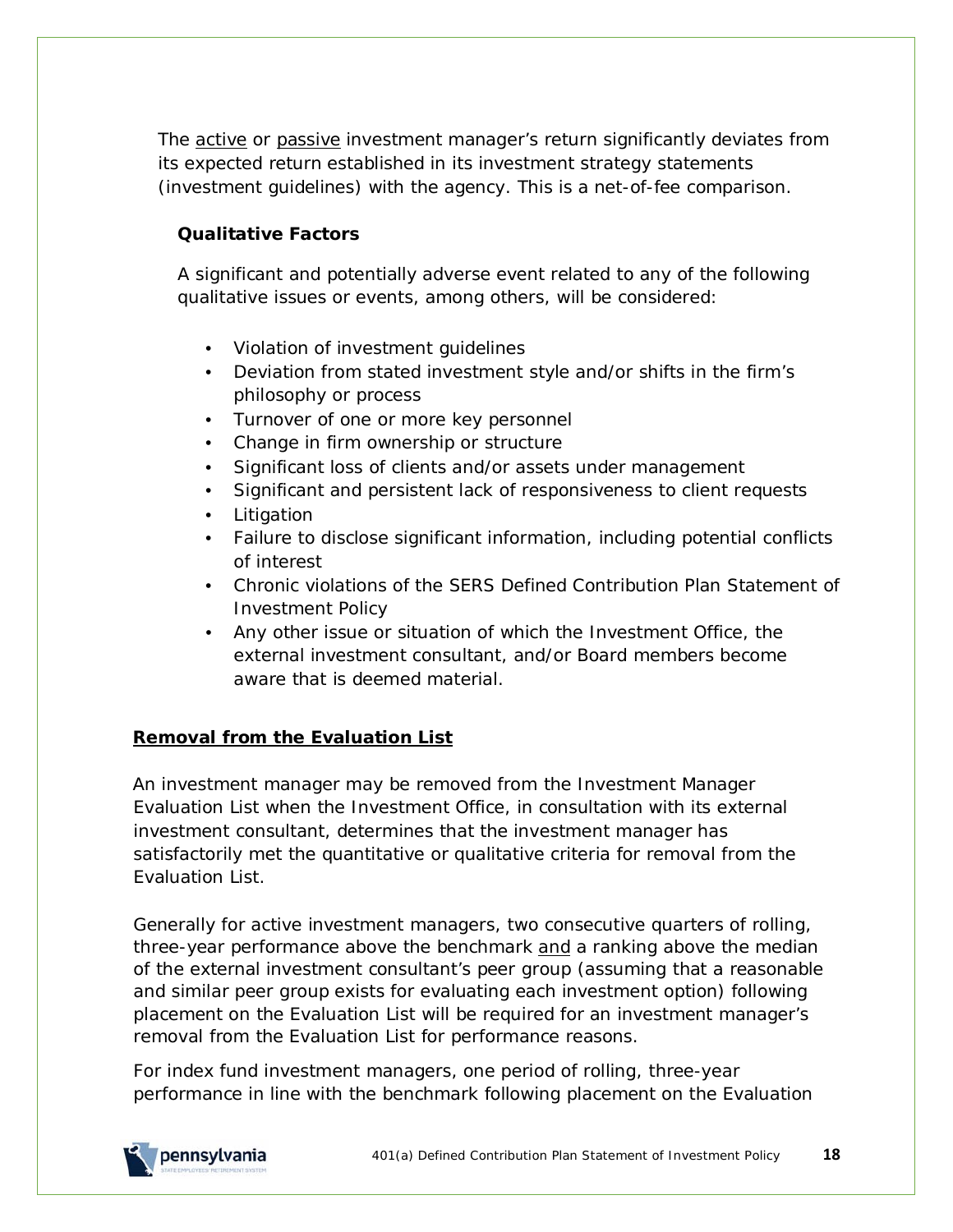The <u>active</u> or <u>passive</u> investment manager's return significantly deviates from its expected return established in its investment strategy statements (investment guidelines) with the agency. This is a net-of-fee comparison.

**Qualitative Factors**

A significant and potentially adverse event related to any of the following qualitative issues or events, among others, will be considered:

- Violation of investment guidelines
- Deviation from stated investment style and/or shifts in the firm's philosophy or process
- Turnover of one or more key personnel
- Change in firm ownership or structure
- Significant loss of clients and/or assets under management
- Significant and persistent lack of responsiveness to client requests
- Litigation
- Failure to disclose significant information, including potential conflicts of interest
- Chronic violations of the SERS Defined Contribution Plan Statement of Investment Policy
- Any other issue or situation of which the Investment Office, the external investment consultant, and/or Board members become aware that is deemed material.

**<u>Removal from the Evaluation List</u>**

An investment manager may be removed from the Investment Manager Evaluation List when the Investment Office, in consultation with its external investment consultant, determines that the investment manager has satisfactorily met the quantitative or qualitative criteria for removal from the Evaluation List.

Generally for active investment managers, two consecutive quarters of rolling, three-year performance above the benchmark <u>and</u> a ranking above the median of the external investment consultant's peer group (assuming that a reasonable and similar peer group exists for evaluating each investment option) following placement on the Evaluation List will be required for an investment manager's removal from the Evaluation List for performance reasons.

For index fund investment managers, one period of rolling, three-year performance in line with the benchmark following placement on the Evaluation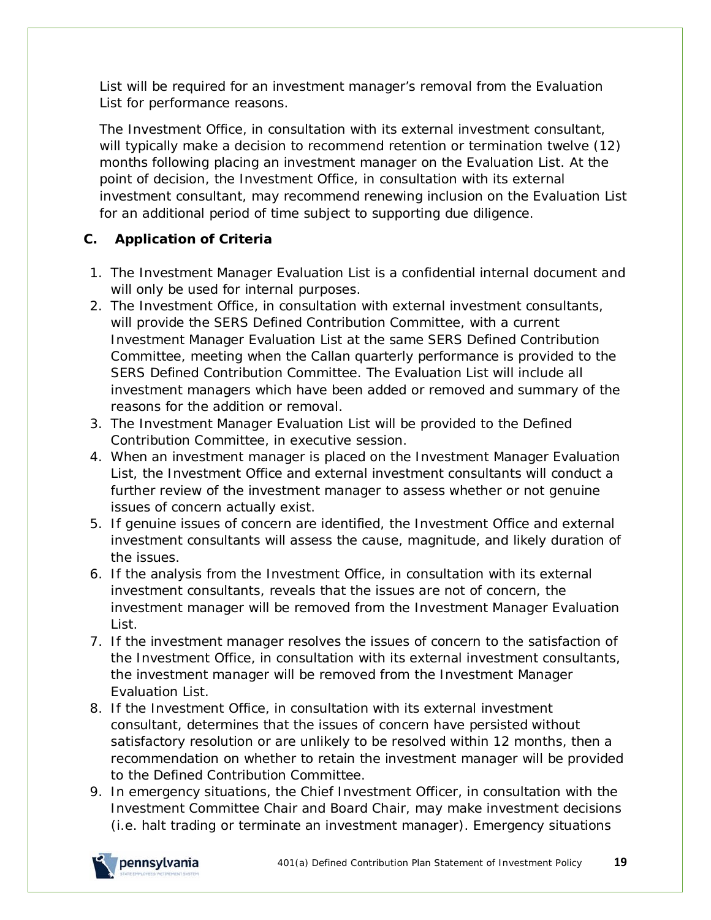List will be required for an investment manager's removal from the Evaluation List for performance reasons.

The Investment Office, in consultation with its external investment consultant, will typically make a decision to recommend retention or termination twelve (12) months following placing an investment manager on the Evaluation List. At the point of decision, the Investment Office, in consultation with its external investment consultant, may recommend renewing inclusion on the Evaluation List for an additional period of time subject to supporting due diligence.

### C. Application of Criteria

1. The Investment Manager Evaluation List is a confidential internal document and will only be used for internal purposes.
2. The Investment Office, in consultation with external investment consultants, will provide the SERS Defined Contribution Committee, with a current Investment Manager Evaluation List at the same SERS Defined Contribution Committee, meeting when the Callan quarterly performance is provided to the SERS Defined Contribution Committee. The Evaluation List will include all investment managers which have been added or removed and summary of the reasons for the addition or removal.
3. The Investment Manager Evaluation List will be provided to the Defined Contribution Committee, in executive session.
4. When an investment manager is placed on the Investment Manager Evaluation List, the Investment Office and external investment consultants will conduct a further review of the investment manager to assess whether or not genuine issues of concern actually exist.
5. If genuine issues of concern are identified, the Investment Office and external investment consultants will assess the cause, magnitude, and likely duration of the issues.
6. If the analysis from the Investment Office, in consultation with its external investment consultants, reveals that the issues are not of concern, the investment manager will be removed from the Investment Manager Evaluation List.
7. If the investment manager resolves the issues of concern to the satisfaction of the Investment Office, in consultation with its external investment consultants, the investment manager will be removed from the Investment Manager Evaluation List.
8. If the Investment Office, in consultation with its external investment consultant, determines that the issues of concern have persisted without satisfactory resolution or are unlikely to be resolved within 12 months, then a recommendation on whether to retain the investment manager will be provided to the Defined Contribution Committee.
9. In emergency situations, the Chief Investment Officer, in consultation with the Investment Committee Chair and Board Chair, may make investment decisions (i.e. halt trading or terminate an investment manager). Emergency situations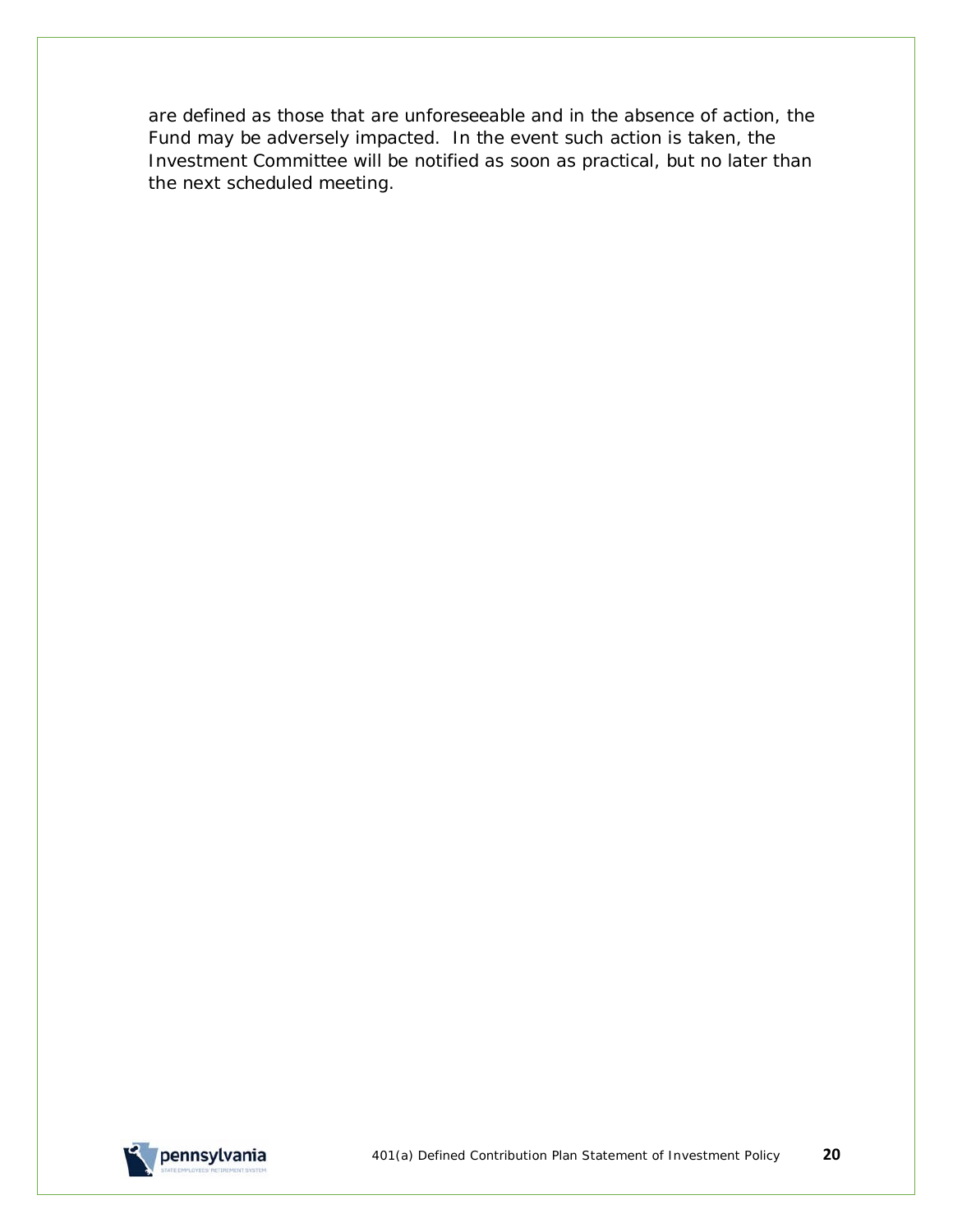are defined as those that are unforeseeable and in the absence of action, the Fund may be adversely impacted. In the event such action is taken, the Investment Committee will be notified as soon as practical, but no later than the next scheduled meeting.